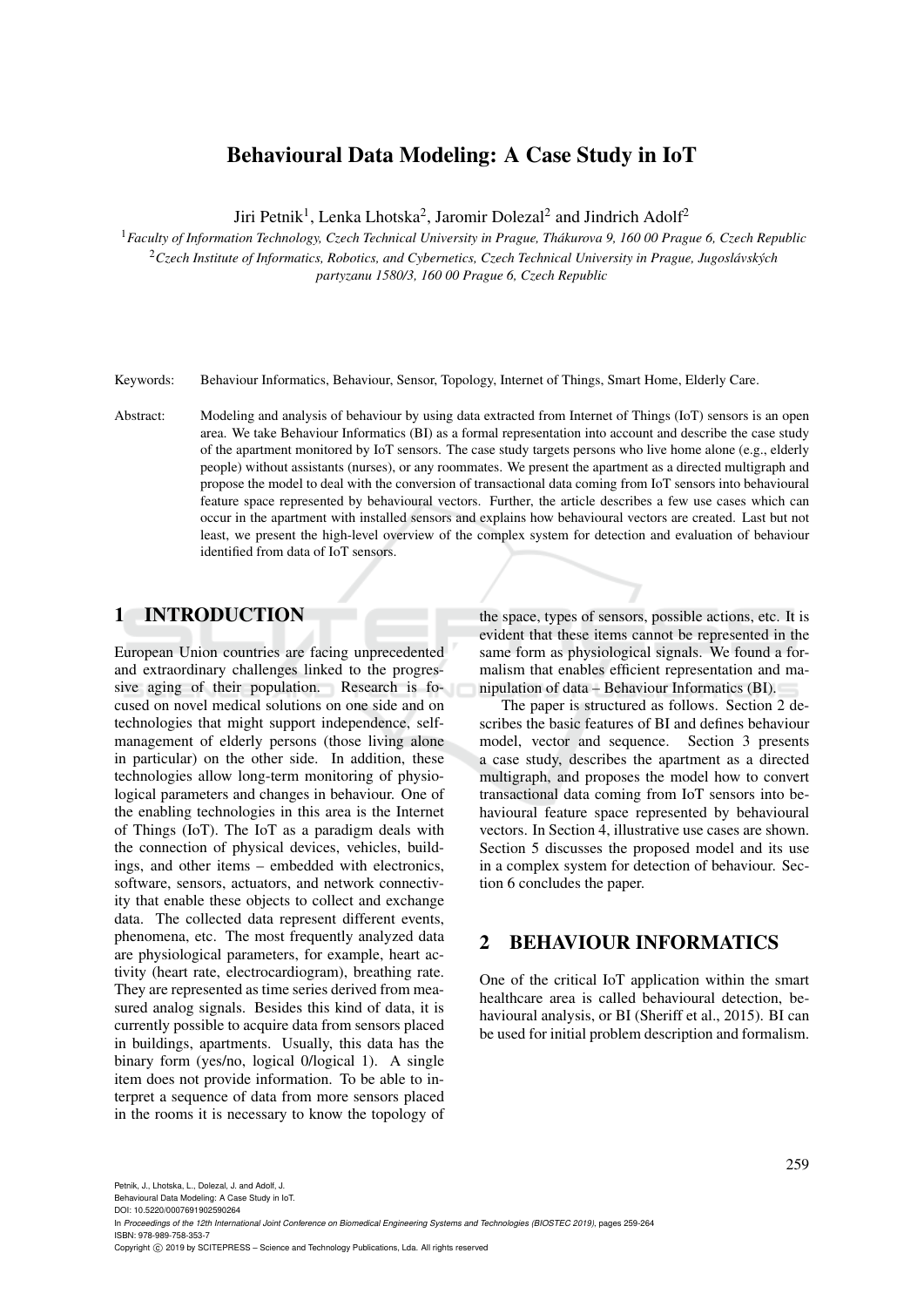# Behavioural Data Modeling: A Case Study in IoT

Jiri Petnik[1], Lenka Lhotska[2], Jaromir Dolezal[2] and Jindrich Adolf[2]

[1]*Faculty of Information Technology, Czech Technical University in Prague, Thákurova 9, 160 00 Prague 6, Czech Republic*

[2]*Czech Institute of Informatics, Robotics, and Cybernetics, Czech Technical University in Prague, Jugoslávských partyzanu 1580/3, 160 00 Prague 6, Czech Republic*

Keywords: Behaviour Informatics, Behaviour, Sensor, Topology, Internet of Things, Smart Home, Elderly Care.

Abstract: Modeling and analysis of behaviour by using data extracted from Internet of Things (IoT) sensors is an open area. We take Behaviour Informatics (BI) as a formal representation into account and describe the case study of the apartment monitored by IoT sensors. The case study targets persons who live home alone (e.g., elderly people) without assistants (nurses), or any roommates. We present the apartment as a directed multigraph and propose the model to deal with the conversion of transactional data coming from IoT sensors into behavioural feature space represented by behavioural vectors. Further, the article describes a few use cases which can occur in the apartment with installed sensors and explains how behavioural vectors are created. Last but not least, we present the high-level overview of the complex system for detection and evaluation of behaviour identified from data of IoT sensors.

## 1 INTRODUCTION

European Union countries are facing unprecedented and extraordinary challenges linked to the progressive aging of their population. Research is focused on novel medical solutions on one side and on technologies that might support independence, self-management of elderly persons (those living alone in particular) on the other side. In addition, these technologies allow long-term monitoring of physiological parameters and changes in behaviour. One of the enabling technologies in this area is the Internet of Things (IoT). The IoT as a paradigm deals with the connection of physical devices, vehicles, buildings, and other items – embedded with electronics, software, sensors, actuators, and network connectivity that enable these objects to collect and exchange data. The collected data represent different events, phenomena, etc. The most frequently analyzed data are physiological parameters, for example, heart activity (heart rate, electrocardiogram), breathing rate. They are represented as time series derived from measured analog signals. Besides this kind of data, it is currently possible to acquire data from sensors placed in buildings, apartments. Usually, this data has the binary form (yes/no, logical 0/logical 1). A single item does not provide information. To be able to interpret a sequence of data from more sensors placed in the rooms it is necessary to know the topology of the space, types of sensors, possible actions, etc. It is evident that these items cannot be represented in the same form as physiological signals. We found a formalism that enables efficient representation and manipulation of data – Behaviour Informatics (BI).

The paper is structured as follows. Section 2 describes the basic features of BI and defines behaviour model, vector and sequence. Section 3 presents a case study, describes the apartment as a directed multigraph, and proposes the model how to convert transactional data coming from IoT sensors into behavioural feature space represented by behavioural vectors. In Section 4, illustrative use cases are shown. Section 5 discusses the proposed model and its use in a complex system for detection of behaviour. Section 6 concludes the paper.

## 2 BEHAVIOUR INFORMATICS

One of the critical IoT application within the smart healthcare area is called behavioural detection, behavioural analysis, or BI (Sheriff et al., 2015). BI can be used for initial problem description and formalism.

Petnik, J., Lhotska, L., Dolezal, J. and Adolf, J.
Behavioural Data Modeling: A Case Study in IoT.
DOI: 10.5220/0007691902590264
In *Proceedings of the 12th International Joint Conference on Biomedical Engineering Systems and Technologies (BIOSTEC 2019)*, pages 259-264
ISBN: 978-989-758-353-7
Copyright © 2019 by SCITEPRESS – Science and Technology Publications, Lda. All rights reserved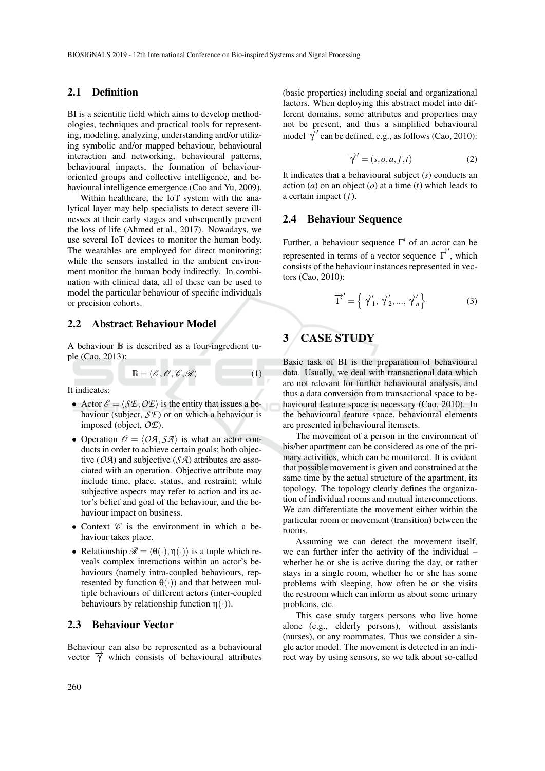## 2.1 Definition

BI is a scientific field which aims to develop methodologies, techniques and practical tools for representing, modeling, analyzing, understanding and/or utilizing symbolic and/or mapped behaviour, behavioural interaction and networking, behavioural patterns, behavioural impacts, the formation of behaviour-oriented groups and collective intelligence, and behavioural intelligence emergence (Cao and Yu, 2009).

Within healthcare, the IoT system with the analytical layer may help specialists to detect severe illnesses at their early stages and subsequently prevent the loss of life (Ahmed et al., 2017). Nowadays, we use several IoT devices to monitor the human body. The wearables are employed for direct monitoring; while the sensors installed in the ambient environment monitor the human body indirectly. In combination with clinical data, all of these can be used to model the particular behaviour of specific individuals or precision cohorts.

## 2.2 Abstract Behaviour Model

A behaviour $\mathbb{B}$ is described as a four-ingredient tuple (Cao, 2013):

$$\mathbb{B} = (\mathscr{E}, \mathscr{O}, \mathscr{C}, \mathscr{R}) \tag{1}$$

It indicates:

- Actor $\mathscr{E} = \langle \mathcal{SE}, \mathcal{OE} \rangle$ is the entity that issues a behaviour (subject, $\mathcal{SE}$) or on which a behaviour is imposed (object, $\mathcal{OE}$).
- Operation $\mathscr{O} = \langle \mathcal{OA}, \mathcal{SA} \rangle$ is what an actor conducts in order to achieve certain goals; both objective ($\mathcal{OA}$) and subjective ($\mathcal{SA}$) attributes are associated with an operation. Objective attribute may include time, place, status, and restraint; while subjective aspects may refer to action and its actor's belief and goal of the behaviour, and the behaviour impact on business.
- Context $\mathscr{C}$ is the environment in which a behaviour takes place.
- Relationship $\mathscr{R} = \langle \theta(\cdot), \eta(\cdot) \rangle$ is a tuple which reveals complex interactions within an actor's behaviours (namely intra-coupled behaviours, represented by function $\theta(\cdot)$) and that between multiple behaviours of different actors (inter-coupled behaviours by relationship function $\eta(\cdot)$).

## 2.3 Behaviour Vector

Behaviour can also be represented as a behavioural vector $\overrightarrow{\gamma}$ which consists of behavioural attributes (basic properties) including social and organizational factors. When deploying this abstract model into different domains, some attributes and properties may not be present, and thus a simplified behavioural model $\overrightarrow{\gamma}'$ can be defined, e.g., as follows (Cao, 2010):

$$\overrightarrow{\gamma}' = (s, o, a, f, t) \tag{2}$$

It indicates that a behavioural subject ($s$) conducts an action ($a$) on an object ($o$) at a time ($t$) which leads to a certain impact ($f$).

## 2.4 Behaviour Sequence

Further, a behaviour sequence $\Gamma'$ of an actor can be represented in terms of a vector sequence $\overrightarrow{\Gamma}'$, which consists of the behaviour instances represented in vectors (Cao, 2010):

$$\overrightarrow{\Gamma}' = \left\{ \overrightarrow{\gamma}'_1, \overrightarrow{\gamma}'_2, ..., \overrightarrow{\gamma}'_n \right\} \tag{3}$$

# 3 CASE STUDY

Basic task of BI is the preparation of behavioural data. Usually, we deal with transactional data which are not relevant for further behavioural analysis, and thus a data conversion from transactional space to behavioural feature space is necessary (Cao, 2010). In the behavioural feature space, behavioural elements are presented in behavioural itemsets.

The movement of a person in the environment of his/her apartment can be considered as one of the primary activities, which can be monitored. It is evident that possible movement is given and constrained at the same time by the actual structure of the apartment, its topology. The topology clearly defines the organization of individual rooms and mutual interconnections. We can differentiate the movement either within the particular room or movement (transition) between the rooms.

Assuming we can detect the movement itself, we can further infer the activity of the individual – whether he or she is active during the day, or rather stays in a single room, whether he or she has some problems with sleeping, how often he or she visits the restroom which can inform us about some urinary problems, etc.

This case study targets persons who live home alone (e.g., elderly persons), without assistants (nurses), or any roommates. Thus we consider a single actor model. The movement is detected in an indirect way by using sensors, so we talk about so-called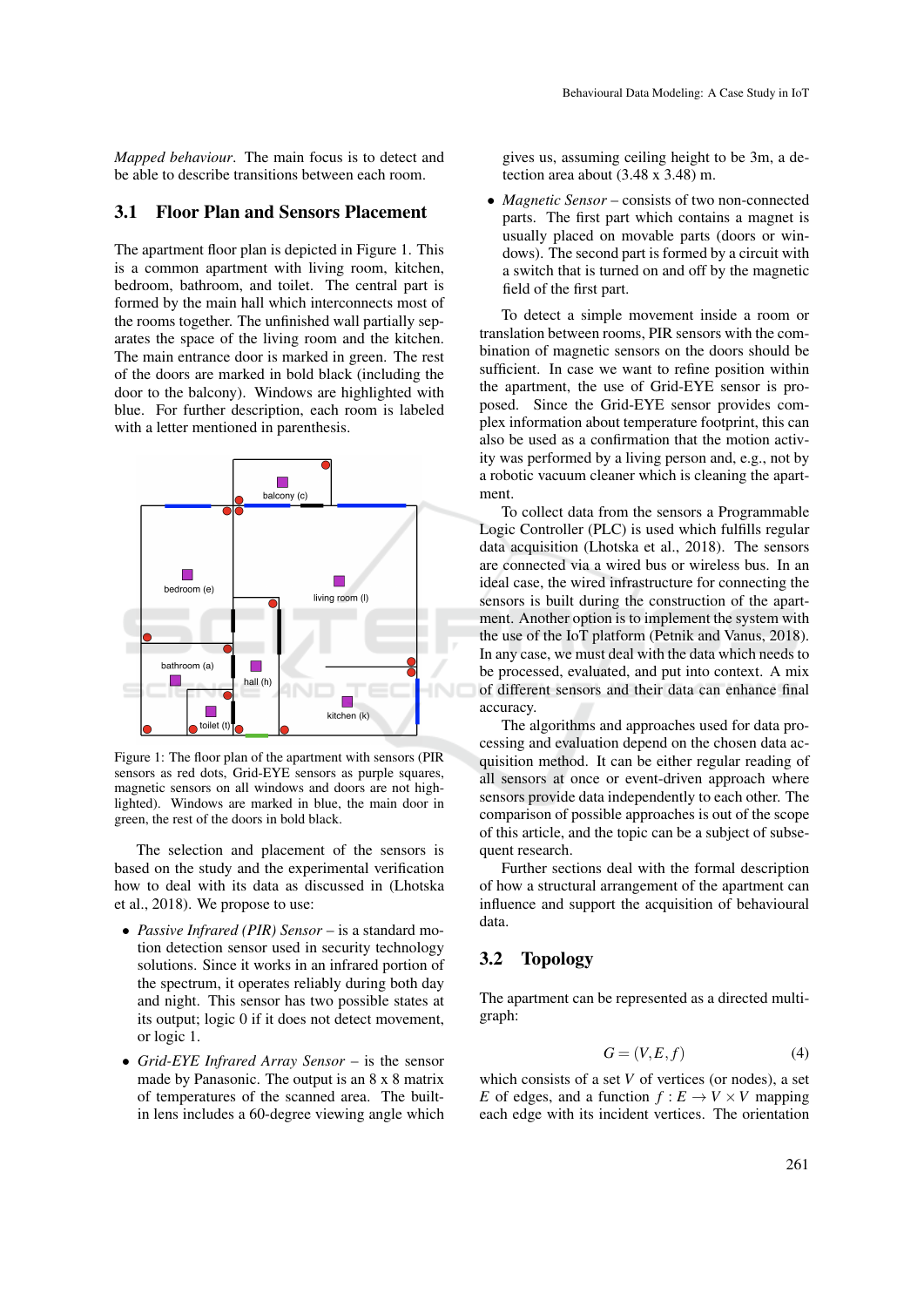*Mapped behaviour*. The main focus is to detect and be able to describe transitions between each room.

## 3.1 Floor Plan and Sensors Placement

The apartment floor plan is depicted in Figure 1. This is a common apartment with living room, kitchen, bedroom, bathroom, and toilet. The central part is formed by the main hall which interconnects most of the rooms together. The unfinished wall partially separates the space of the living room and the kitchen. The main entrance door is marked in green. The rest of the doors are marked in bold black (including the door to the balcony). Windows are highlighted with blue. For further description, each room is labeled with a letter mentioned in parenthesis.

Figure 1: The floor plan of the apartment with sensors (PIR sensors as red dots, Grid-EYE sensors as purple squares, magnetic sensors on all windows and doors are not highlighted). Windows are marked in blue, the main door in green, the rest of the doors in bold black.

The selection and placement of the sensors is based on the study and the experimental verification how to deal with its data as discussed in (Lhotska et al., 2018). We propose to use:

- *Passive Infrared (PIR) Sensor* – is a standard motion detection sensor used in security technology solutions. Since it works in an infrared portion of the spectrum, it operates reliably during both day and night. This sensor has two possible states at its output; logic 0 if it does not detect movement, or logic 1.
- *Grid-EYE Infrared Array Sensor* – is the sensor made by Panasonic. The output is an 8 x 8 matrix of temperatures of the scanned area. The built-in lens includes a 60-degree viewing angle which gives us, assuming ceiling height to be 3m, a detection area about (3.48 x 3.48) m.
- *Magnetic Sensor* – consists of two non-connected parts. The first part which contains a magnet is usually placed on movable parts (doors or windows). The second part is formed by a circuit with a switch that is turned on and off by the magnetic field of the first part.

To detect a simple movement inside a room or translation between rooms, PIR sensors with the combination of magnetic sensors on the doors should be sufficient. In case we want to refine position within the apartment, the use of Grid-EYE sensor is proposed. Since the Grid-EYE sensor provides complex information about temperature footprint, this can also be used as a confirmation that the motion activity was performed by a living person and, e.g., not by a robotic vacuum cleaner which is cleaning the apartment.

To collect data from the sensors a Programmable Logic Controller (PLC) is used which fulfills regular data acquisition (Lhotska et al., 2018). The sensors are connected via a wired bus or wireless bus. In an ideal case, the wired infrastructure for connecting the sensors is built during the construction of the apartment. Another option is to implement the system with the use of the IoT platform (Petnik and Vanus, 2018). In any case, we must deal with the data which needs to be processed, evaluated, and put into context. A mix of different sensors and their data can enhance final accuracy.

The algorithms and approaches used for data processing and evaluation depend on the chosen data acquisition method. It can be either regular reading of all sensors at once or event-driven approach where sensors provide data independently to each other. The comparison of possible approaches is out of the scope of this article, and the topic can be a subject of subsequent research.

Further sections deal with the formal description of how a structural arrangement of the apartment can influence and support the acquisition of behavioural data.

## 3.2 Topology

The apartment can be represented as a directed multigraph:

$$G = (V, E, f) \tag{4}$$

which consists of a set $V$ of vertices (or nodes), a set $E$ of edges, and a function $f : E \rightarrow V \times V$ mapping each edge with its incident vertices. The orientation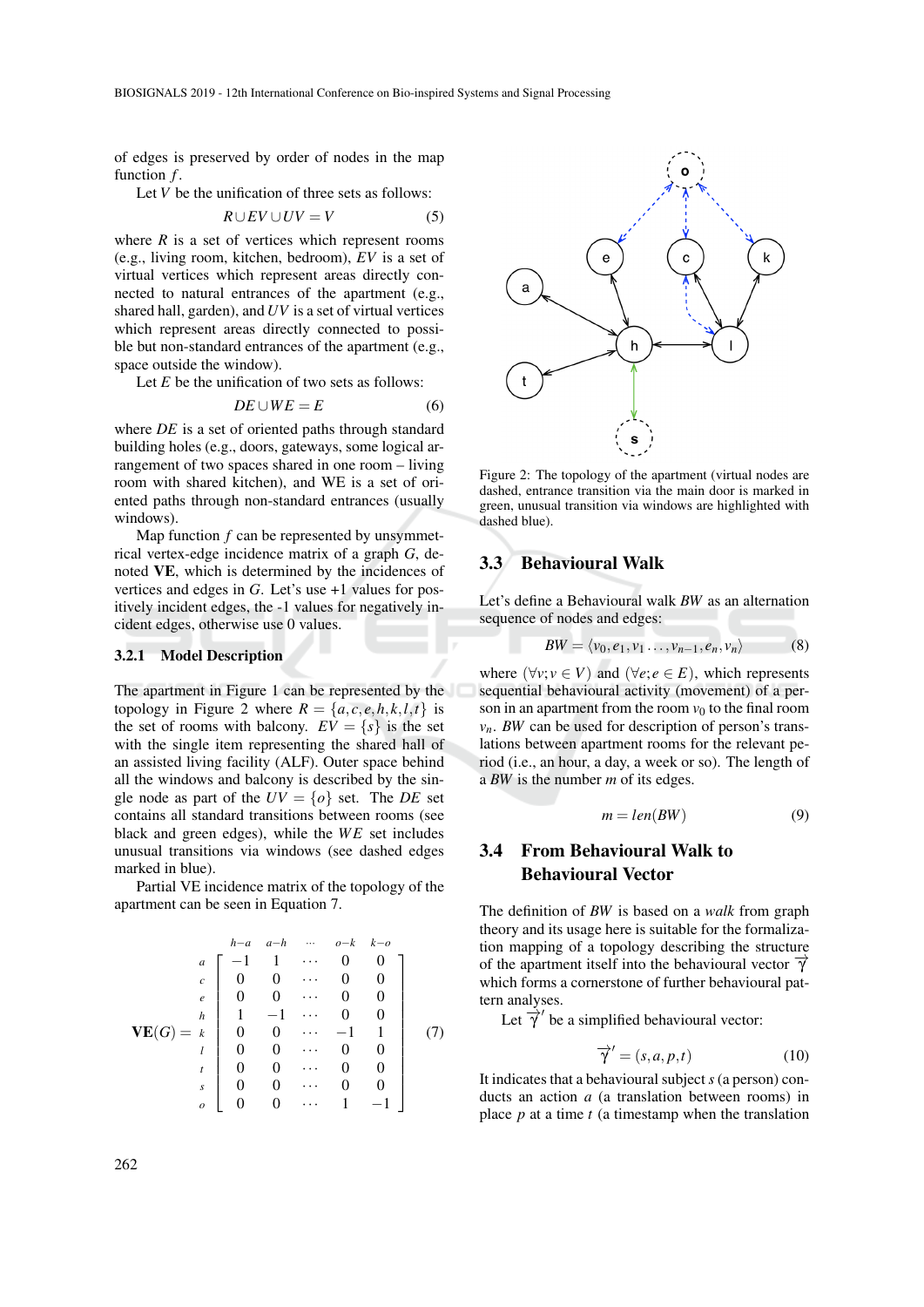of edges is preserved by order of nodes in the map function $f$.

Let $V$ be the unification of three sets as follows:

$$R \cup EV \cup UV = V \tag{5}$$

where $R$ is a set of vertices which represent rooms (e.g., living room, kitchen, bedroom), $EV$ is a set of virtual vertices which represent areas directly connected to natural entrances of the apartment (e.g., shared hall, garden), and $UV$ is a set of virtual vertices which represent areas directly connected to possible but non-standard entrances of the apartment (e.g., space outside the window).

Let $E$ be the unification of two sets as follows:

$$DE \cup WE = E \tag{6}$$

where $DE$ is a set of oriented paths through standard building holes (e.g., doors, gateways, some logical arrangement of two spaces shared in one room – living room with shared kitchen), and WE is a set of oriented paths through non-standard entrances (usually windows).

Map function $f$ can be represented by unsymmetrical vertex-edge incidence matrix of a graph $G$, denoted **VE**, which is determined by the incidences of vertices and edges in $G$. Let's use +1 values for positively incident edges, the -1 values for negatively incident edges, otherwise use 0 values.

#### 3.2.1 Model Description

The apartment in Figure 1 can be represented by the topology in Figure 2 where $R = \{a, c, e, h, k, l, t\}$ is the set of rooms with balcony. $EV = \{s\}$ is the set with the single item representing the shared hall of an assisted living facility (ALF). Outer space behind all the windows and balcony is described by the single node as part of the $UV = \{o\}$ set. The $DE$ set contains all standard transitions between rooms (see black and green edges), while the $WE$ set includes unusual transitions via windows (see dashed edges marked in blue).

Partial VE incidence matrix of the topology of the apartment can be seen in Equation 7.

$$\mathbf{VE}(G) = \begin{array}{c} \\ a \\ c \\ e \\ h \\ k \\ l \\ t \\ s \\ o \end{array} \begin{array}{c} \begin{array}{ccccc} h\text{–}a & a\text{–}h & \cdots & o\text{–}k & k\text{–}o \end{array} \\ \begin{bmatrix} -1 & 1 & \cdots & 0 & 0 \\ 0 & 0 & \cdots & 0 & 0 \\ 0 & 0 & \cdots & 0 & 0 \\ 1 & -1 & \cdots & 0 & 0 \\ 0 & 0 & \cdots & -1 & 1 \\ 0 & 0 & \cdots & 0 & 0 \\ 0 & 0 & \cdots & 0 & 0 \\ 0 & 0 & \cdots & 0 & 0 \\ 0 & 0 & \cdots & 1 & -1 \end{bmatrix} \end{array} \tag{7}$$

Figure 2: The topology of the apartment (virtual nodes are dashed, entrance transition via the main door is marked in green, unusual transition via windows are highlighted with dashed blue).

### 3.3 Behavioural Walk

Let's define a Behavioural walk $BW$ as an alternation sequence of nodes and edges:

$$BW = \langle v_0, e_1, v_1 \ldots, v_{n-1}, e_n, v_n \rangle \tag{8}$$

where $(\forall v; v \in V)$ and $(\forall e; e \in E)$, which represents sequential behavioural activity (movement) of a person in an apartment from the room $v_0$ to the final room $v_n$. $BW$ can be used for description of person's translations between apartment rooms for the relevant period (i.e., an hour, a day, a week or so). The length of a $BW$ is the number $m$ of its edges.

$$m = len(BW) \tag{9}$$

### 3.4 From Behavioural Walk to Behavioural Vector

The definition of $BW$ is based on a *walk* from graph theory and its usage here is suitable for the formalization mapping of a topology describing the structure of the apartment itself into the behavioural vector $\overrightarrow{\gamma}$ which forms a cornerstone of further behavioural pattern analyses.

Let $\overrightarrow{\gamma}'$ be a simplified behavioural vector:

$$\overrightarrow{\gamma}' = (s, a, p, t) \tag{10}$$

It indicates that a behavioural subject $s$ (a person) conducts an action $a$ (a translation between rooms) in place $p$ at a time $t$ (a timestamp when the translation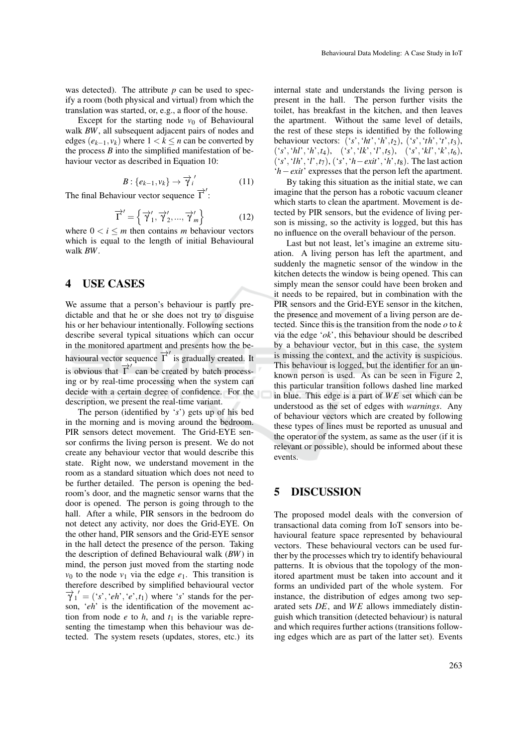was detected). The attribute $p$ can be used to specify a room (both physical and virtual) from which the translation was started, or, e.g., a floor of the house.

Except for the starting node $v_0$ of Behavioural walk $BW$, all subsequent adjacent pairs of nodes and edges $(e_{k-1}, v_k)$ where $1 < k \leq n$ can be converted by the process $B$ into the simplified manifestation of behaviour vector as described in Equation 10:

$$B : \{e_{k-1}, v_k\} \rightarrow \overrightarrow{\gamma}_i{}' \tag{11}$$

The final Behaviour vector sequence $\overrightarrow{\Gamma}'$:

$$\overrightarrow{\Gamma}' = \left\{ \overrightarrow{\gamma}'_1, \overrightarrow{\gamma}'_2, ..., \overrightarrow{\gamma}'_m \right\} \tag{12}$$

where $0 < i \leq m$ then contains $m$ behaviour vectors which is equal to the length of initial Behavioural walk $BW$.

## 4 USE CASES

We assume that a person's behaviour is partly predictable and that he or she does not try to disguise his or her behaviour intentionally. Following sections describe several typical situations which can occur in the monitored apartment and presents how the behavioural vector sequence $\overrightarrow{\Gamma}'$ is gradually created. It is obvious that $\overrightarrow{\Gamma}'$ can be created by batch processing or by real-time processing when the system can decide with a certain degree of confidence. For the description, we present the real-time variant.

The person (identified by '$s$') gets up of his bed in the morning and is moving around the bedroom. PIR sensors detect movement. The Grid-EYE sensor confirms the living person is present. We do not create any behaviour vector that would describe this state. Right now, we understand movement in the room as a standard situation which does not need to be further detailed. The person is opening the bedroom's door, and the magnetic sensor warns that the door is opened. The person is going through to the hall. After a while, PIR sensors in the bedroom do not detect any activity, nor does the Grid-EYE. On the other hand, PIR sensors and the Grid-EYE sensor in the hall detect the presence of the person. Taking the description of defined Behavioural walk ($BW$) in mind, the person just moved from the starting node $v_0$ to the node $v_1$ via the edge $e_1$. This transition is therefore described by simplified behavioural vector $\overrightarrow{\gamma}_1{}' = (\text{'}s\text{'}, \text{'}eh\text{'}, \text{'}e\text{'}, t_1)$ where '$s$' stands for the person, '$eh$' is the identification of the movement action from node $e$ to $h$, and $t_1$ is the variable representing the timestamp when this behaviour was detected. The system resets (updates, stores, etc.) its internal state and understands the living person is present in the hall. The person further visits the toilet, has breakfast in the kitchen, and then leaves the apartment. Without the same level of details, the rest of these steps is identified by the following behaviour vectors: $(\text{'}s\text{'}, \text{'}ht\text{'}, \text{'}h\text{'}, t_2)$, $(\text{'}s\text{'}, \text{'}th\text{'}, \text{'}t\text{'}, t_3)$, $(\text{'}s\text{'}, \text{'}hl\text{'}, \text{'}h\text{'}, t_4)$, $(\text{'}s\text{'}, \text{'}lk\text{'}, \text{'}l\text{'}, t_5)$, $(\text{'}s\text{'}, \text{'}kl\text{'}, \text{'}k\text{'}, t_6)$, $(\text{'}s\text{'}, \text{'}lh\text{'}, \text{'}l\text{'}, t_7)$, $(\text{'}s\text{'}, \text{'}h-exit\text{'}, \text{'}h\text{'}, t_8)$. The last action '$h-exit$' expresses that the person left the apartment.

By taking this situation as the initial state, we can imagine that the person has a robotic vacuum cleaner which starts to clean the apartment. Movement is detected by PIR sensors, but the evidence of living person is missing, so the activity is logged, but this has no influence on the overall behaviour of the person.

Last but not least, let's imagine an extreme situation. A living person has left the apartment, and suddenly the magnetic sensor of the window in the kitchen detects the window is being opened. This can simply mean the sensor could have been broken and it needs to be repaired, but in combination with the PIR sensors and the Grid-EYE sensor in the kitchen, the presence and movement of a living person are detected. Since this is the transition from the node $o$ to $k$ via the edge '$ok$', this behaviour should be described by a behaviour vector, but in this case, the system is missing the context, and the activity is suspicious. This behaviour is logged, but the identifier for an unknown person is used. As can be seen in Figure 2, this particular transition follows dashed line marked in blue. This edge is a part of $WE$ set which can be understood as the set of edges with *warnings*. Any of behaviour vectors which are created by following these types of lines must be reported as unusual and the operator of the system, as same as the user (if it is relevant or possible), should be informed about these events.

## 5 DISCUSSION

The proposed model deals with the conversion of transactional data coming from IoT sensors into behavioural feature space represented by behavioural vectors. These behavioural vectors can be used further by the processes which try to identify behavioural patterns. It is obvious that the topology of the monitored apartment must be taken into account and it forms an undivided part of the whole system. For instance, the distribution of edges among two separated sets $DE$, and $WE$ allows immediately distinguish which transition (detected behaviour) is natural and which requires further actions (transitions following edges which are as part of the latter set). Events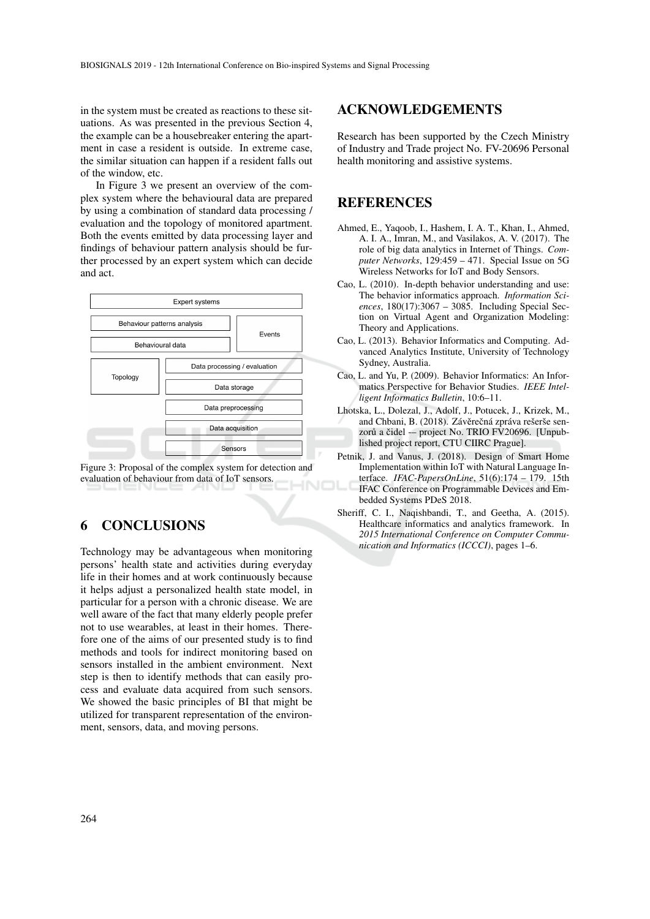in the system must be created as reactions to these situations. As was presented in the previous Section 4, the example can be a housebreaker entering the apartment in case a resident is outside. In extreme case, the similar situation can happen if a resident falls out of the window, etc.

In Figure 3 we present an overview of the complex system where the behavioural data are prepared by using a combination of standard data processing / evaluation and the topology of monitored apartment. Both the events emitted by data processing layer and findings of behaviour pattern analysis should be further processed by an expert system which can decide and act.

Expert systems
Behaviour patterns analysis
Behavioural data
Events
Topology
Data processing / evaluation
Data storage
Data preprocessing
Data acquisition
Sensors

Figure 3: Proposal of the complex system for detection and evaluation of behaviour from data of IoT sensors.

## 6 CONCLUSIONS

Technology may be advantageous when monitoring persons' health state and activities during everyday life in their homes and at work continuously because it helps adjust a personalized health state model, in particular for a person with a chronic disease. We are well aware of the fact that many elderly people prefer not to use wearables, at least in their homes. Therefore one of the aims of our presented study is to find methods and tools for indirect monitoring based on sensors installed in the ambient environment. Next step is then to identify methods that can easily process and evaluate data acquired from such sensors. We showed the basic principles of BI that might be utilized for transparent representation of the environment, sensors, data, and moving persons.

## ACKNOWLEDGEMENTS

Research has been supported by the Czech Ministry of Industry and Trade project No. FV-20696 Personal health monitoring and assistive systems.

## REFERENCES

Ahmed, E., Yaqoob, I., Hashem, I. A. T., Khan, I., Ahmed, A. I. A., Imran, M., and Vasilakos, A. V. (2017). The role of big data analytics in Internet of Things. *Computer Networks*, 129:459 – 471. Special Issue on 5G Wireless Networks for IoT and Body Sensors.

Cao, L. (2010). In-depth behavior understanding and use: The behavior informatics approach. *Information Sciences*, 180(17):3067 – 3085. Including Special Section on Virtual Agent and Organization Modeling: Theory and Applications.

Cao, L. (2013). Behavior Informatics and Computing. Advanced Analytics Institute, University of Technology Sydney, Australia.

Cao, L. and Yu, P. (2009). Behavior Informatics: An Informatics Perspective for Behavior Studies. *IEEE Intelligent Informatics Bulletin*, 10:6–11.

Lhotska, L., Dolezal, J., Adolf, J., Potucek, J., Krizek, M., and Chbani, B. (2018). Závěrečná zpráva rešerše senzorů a čidel -– project No. TRIO FV20696. [Unpublished project report, CTU CIIRC Prague].

Petnik, J. and Vanus, J. (2018). Design of Smart Home Implementation within IoT with Natural Language Interface. *IFAC-PapersOnLine*, 51(6):174 – 179. 15th IFAC Conference on Programmable Devices and Embedded Systems PDeS 2018.

Sheriff, C. I., Naqishbandi, T., and Geetha, A. (2015). Healthcare informatics and analytics framework. In *2015 International Conference on Computer Communication and Informatics (ICCCI)*, pages 1–6.